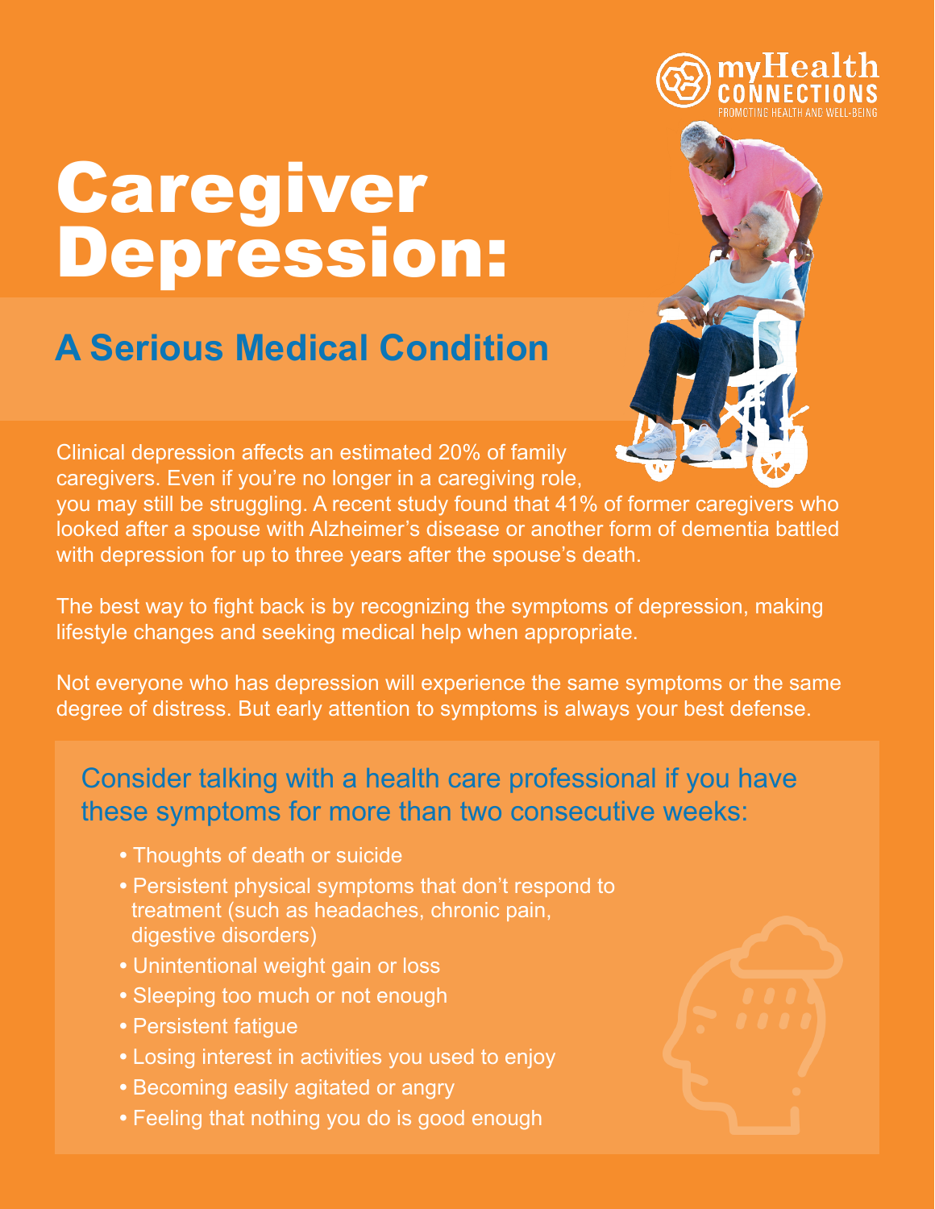myHealth CONNECTIONS
PROMOTING HEALTH AND WELL-BEING

# Caregiver Depression:

## A Serious Medical Condition

Clinical depression affects an estimated 20% of family caregivers. Even if you're no longer in a caregiving role, you may still be struggling. A recent study found that 41% of former caregivers who looked after a spouse with Alzheimer's disease or another form of dementia battled with depression for up to three years after the spouse's death.

The best way to fight back is by recognizing the symptoms of depression, making lifestyle changes and seeking medical help when appropriate.

Not everyone who has depression will experience the same symptoms or the same degree of distress. But early attention to symptoms is always your best defense.

### Consider talking with a health care professional if you have these symptoms for more than two consecutive weeks:

- Thoughts of death or suicide
- Persistent physical symptoms that don't respond to treatment (such as headaches, chronic pain, digestive disorders)
- Unintentional weight gain or loss
- Sleeping too much or not enough
- Persistent fatigue
- Losing interest in activities you used to enjoy
- Becoming easily agitated or angry
- Feeling that nothing you do is good enough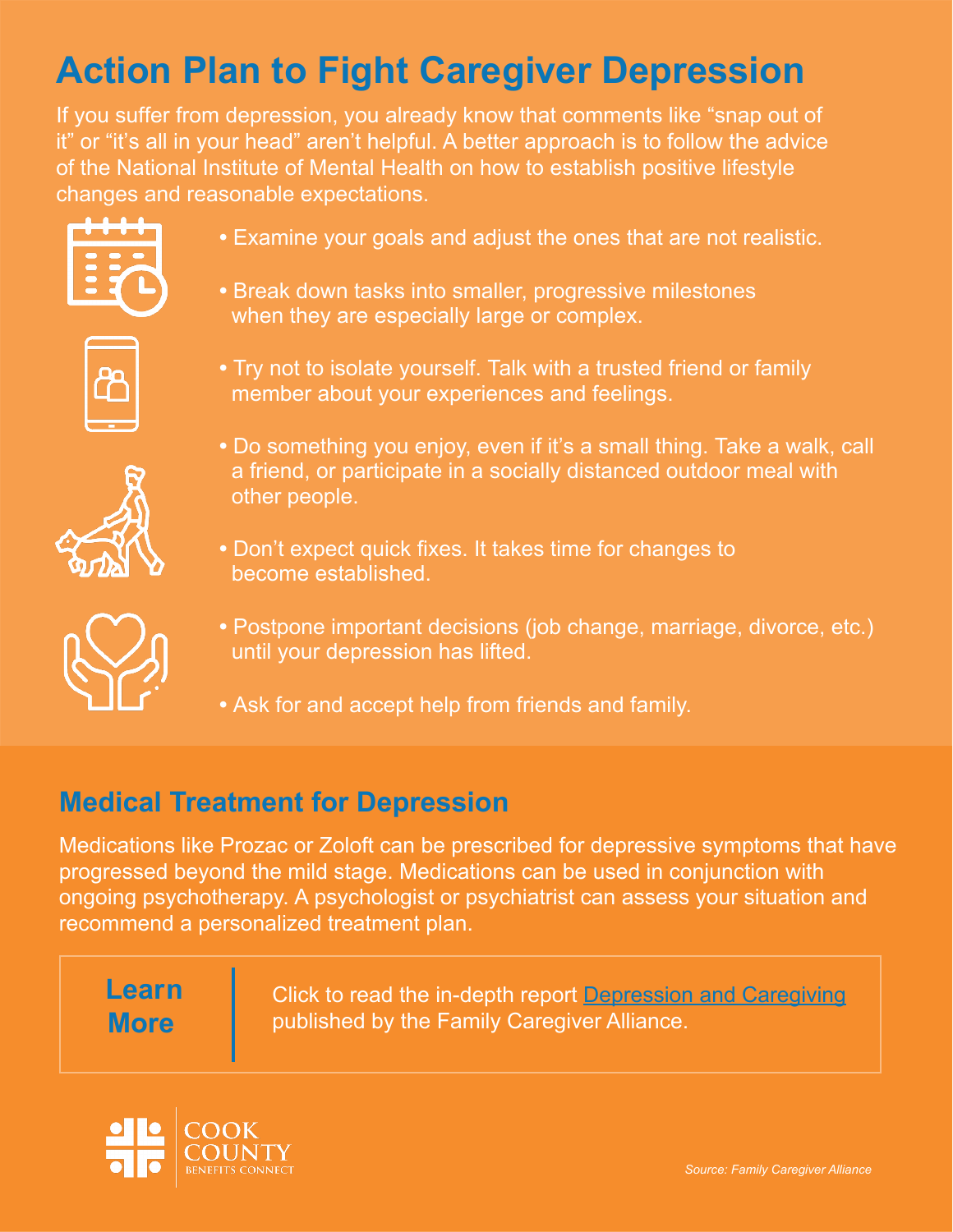# Action Plan to Fight Caregiver Depression

If you suffer from depression, you already know that comments like "snap out of it" or "it's all in your head" aren't helpful. A better approach is to follow the advice of the National Institute of Mental Health on how to establish positive lifestyle changes and reasonable expectations.

- Examine your goals and adjust the ones that are not realistic.
- Break down tasks into smaller, progressive milestones when they are especially large or complex.
- Try not to isolate yourself. Talk with a trusted friend or family member about your experiences and feelings.
- Do something you enjoy, even if it's a small thing. Take a walk, call a friend, or participate in a socially distanced outdoor meal with other people.
- Don't expect quick fixes. It takes time for changes to become established.
- Postpone important decisions (job change, marriage, divorce, etc.) until your depression has lifted.
- Ask for and accept help from friends and family.

## Medical Treatment for Depression

Medications like Prozac or Zoloft can be prescribed for depressive symptoms that have progressed beyond the mild stage. Medications can be used in conjunction with ongoing psychotherapy. A psychologist or psychiatrist can assess your situation and recommend a personalized treatment plan.

**Learn More**

Click to read the in-depth report [Depression and Caregiving] published by the Family Caregiver Alliance.

COOK COUNTY BENEFITS CONNECT

*Source: Family Caregiver Alliance*